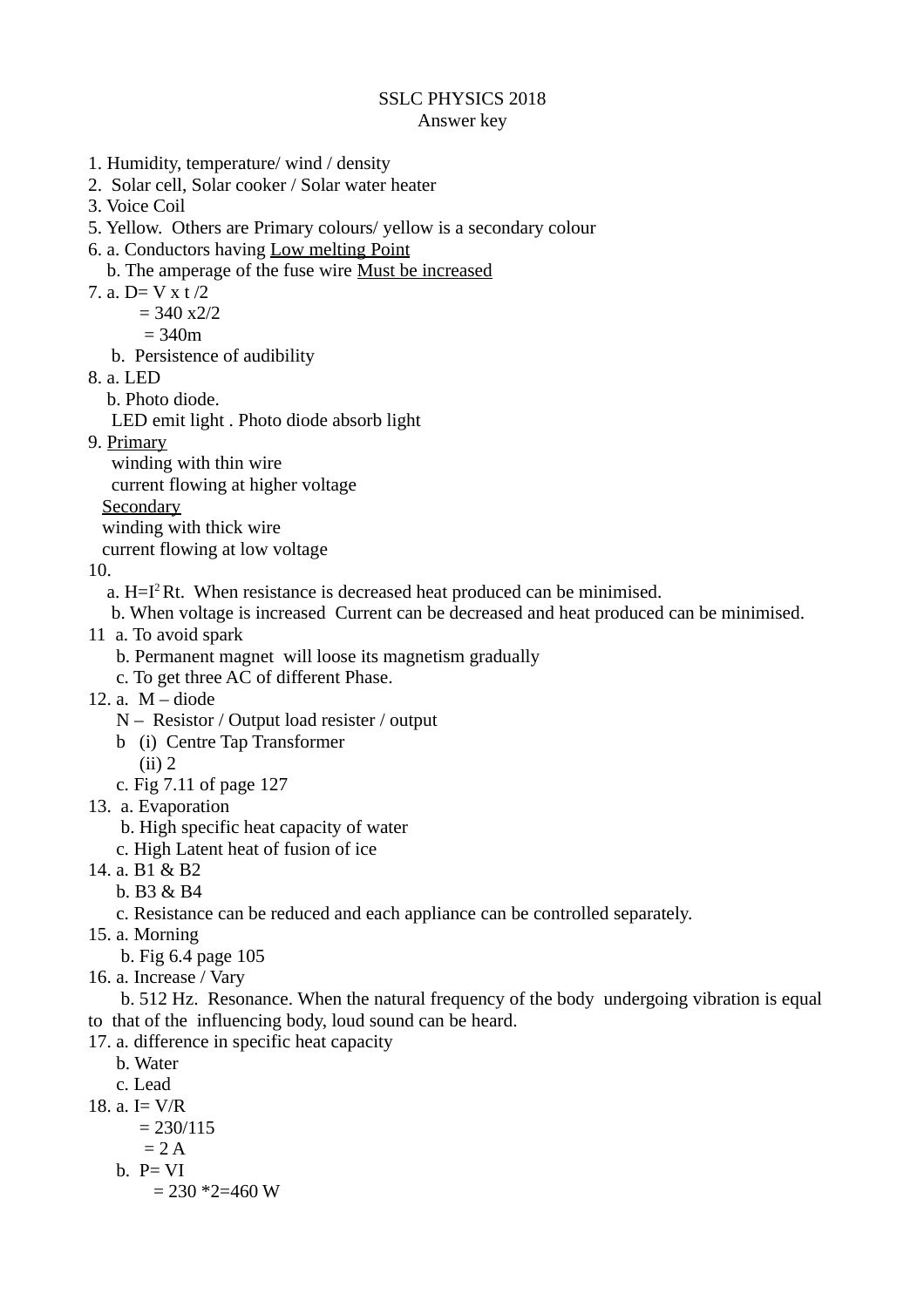SSLC PHYSICS 2018
Answer key

1. Humidity, temperature/ wind / density
2. Solar cell, Solar cooker / Solar water heater
3. Voice Coil
5. Yellow. Others are Primary colours/ yellow is a secondary colour
6. a. Conductors having <u>Low melting Point</u>
   b. The amperage of the fuse wire <u>Must be increased</u>
7. a. D= V x t /2
   = 340 x2/2
   = 340m
   b. Persistence of audibility
8. a. LED
   b. Photo diode.
   LED emit light . Photo diode absorb light
9. <u>Primary</u>
   winding with thin wire
   current flowing at higher voltage
   <u>Secondary</u>
   winding with thick wire
   current flowing at low voltage
10.
   a. $H=I^2 Rt$. When resistance is decreased heat produced can be minimised.
   b. When voltage is increased Current can be decreased and heat produced can be minimised.
11. a. To avoid spark
   b. Permanent magnet will loose its magnetism gradually
   c. To get three AC of different Phase.
12. a. M – diode
   N – Resistor / Output load resister / output
   b (i) Centre Tap Transformer
   (ii) 2
   c. Fig 7.11 of page 127
13. a. Evaporation
   b. High specific heat capacity of water
   c. High Latent heat of fusion of ice
14. a. B1 & B2
   b. B3 & B4
   c. Resistance can be reduced and each appliance can be controlled separately.
15. a. Morning
   b. Fig 6.4 page 105
16. a. Increase / Vary
   b. 512 Hz. Resonance. When the natural frequency of the body undergoing vibration is equal to that of the influencing body, loud sound can be heard.
17. a. difference in specific heat capacity
   b. Water
   c. Lead
18. a. I= V/R
   = 230/115
   = 2 A
   b. P= VI
   = 230 *2=460 W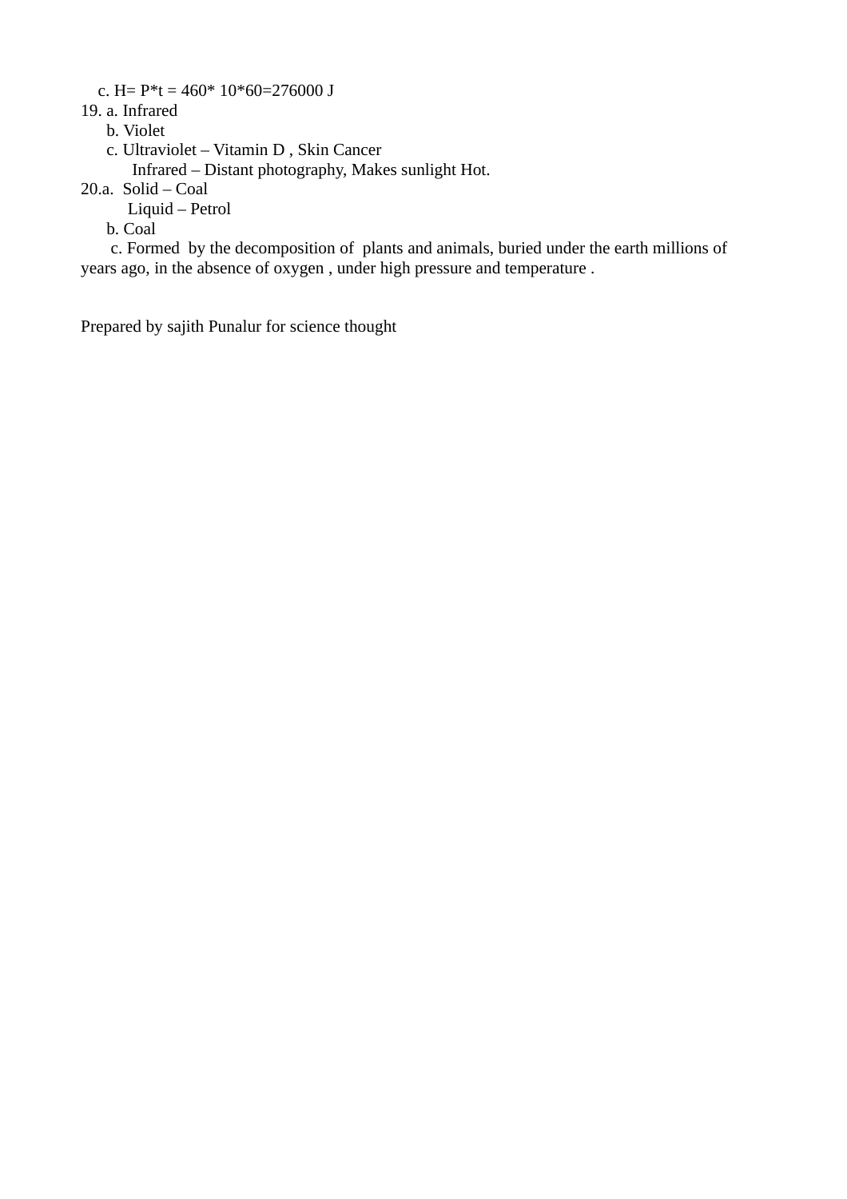c. $H = P*t = 460* 10*60=276000$ J

19. a. Infrared

    b. Violet

    c. Ultraviolet – Vitamin D , Skin Cancer

       Infrared – Distant photography, Makes sunlight Hot.

20. a. Solid – Coal

       Liquid – Petrol

    b. Coal

    c. Formed by the decomposition of plants and animals, buried under the earth millions of years ago, in the absence of oxygen , under high pressure and temperature .

Prepared by sajith Punalur for science thought